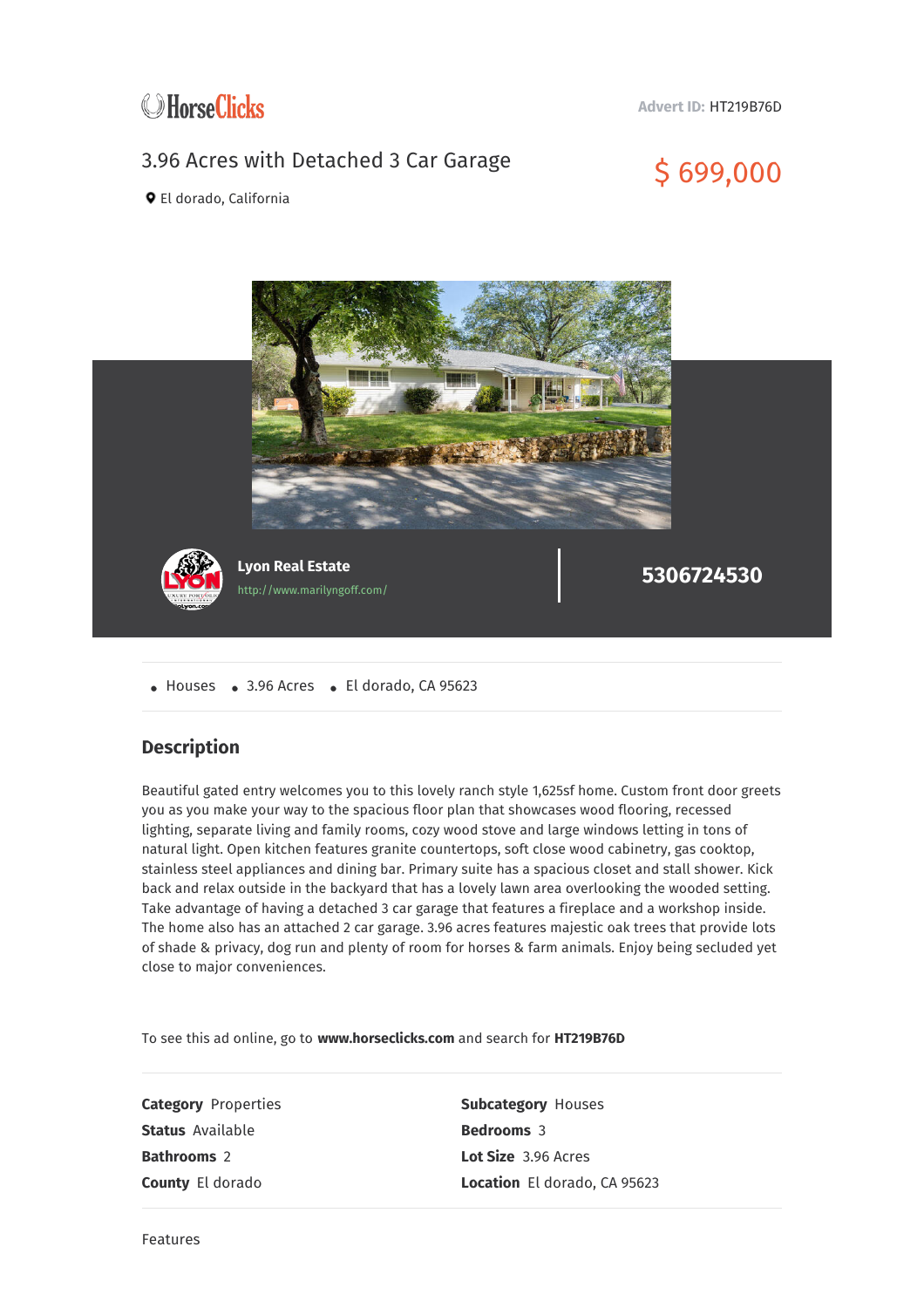HorseClicks

**Advert ID:** HT219B76D

# 3.96 Acres with Detached 3 Car Garage

$ 699,000

El dorado, California

**Lyon Real Estate**
http://www.marilyngoff.com/

**5306724530**

- Houses
- 3.96 Acres
- El dorado, CA 95623

## Description

Beautiful gated entry welcomes you to this lovely ranch style 1,625sf home. Custom front door greets you as you make your way to the spacious floor plan that showcases wood flooring, recessed lighting, separate living and family rooms, cozy wood stove and large windows letting in tons of natural light. Open kitchen features granite countertops, soft close wood cabinetry, gas cooktop, stainless steel appliances and dining bar. Primary suite has a spacious closet and stall shower. Kick back and relax outside in the backyard that has a lovely lawn area overlooking the wooded setting. Take advantage of having a detached 3 car garage that features a fireplace and a workshop inside. The home also has an attached 2 car garage. 3.96 acres features majestic oak trees that provide lots of shade & privacy, dog run and plenty of room for horses & farm animals. Enjoy being secluded yet close to major conveniences.

To see this ad online, go to **www.horseclicks.com** and search for **HT219B76D**

**Category** Properties
**Subcategory** Houses
**Status** Available
**Bedrooms** 3
**Bathrooms** 2
**Lot Size** 3.96 Acres
**County** El dorado
**Location** El dorado, CA 95623

Features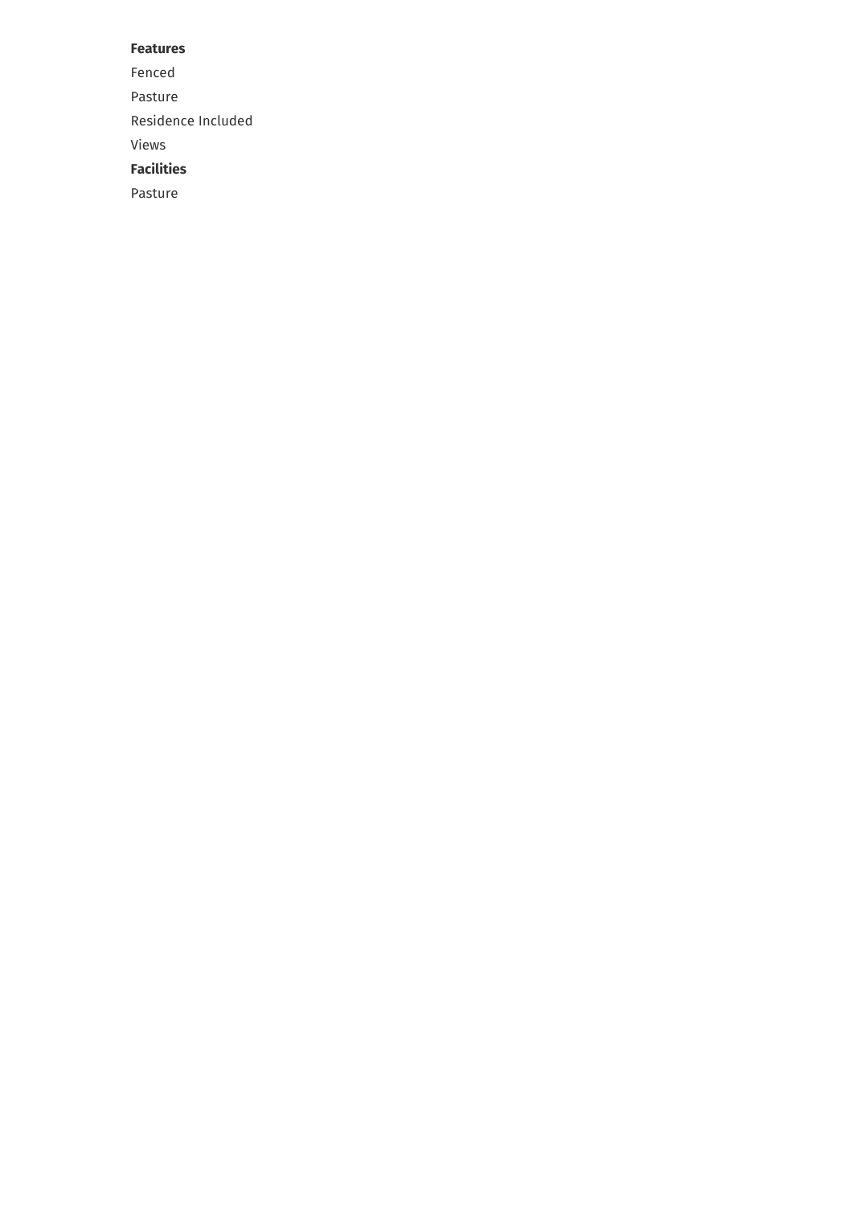**Features**

Fenced

Pasture

Residence Included

Views

**Facilities**

Pasture